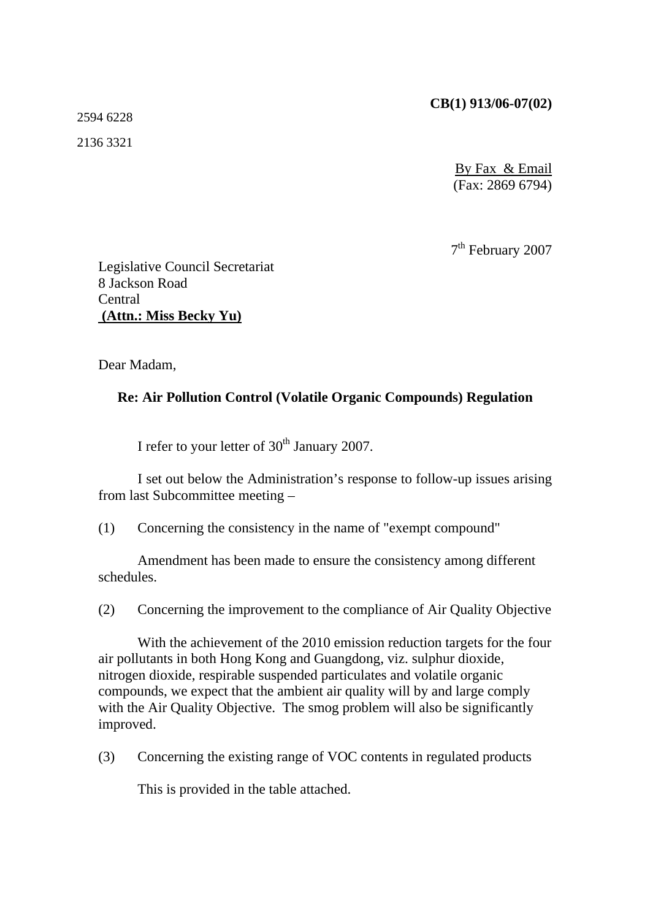**CB(1) 913/06-07(02)**

2594 6228

2136 3321

By Fax & Email
(Fax: 2869 6794)

7th February 2007

Legislative Council Secretariat
8 Jackson Road
Central
**(Attn.: Miss Becky Yu)**

Dear Madam,

**Re: Air Pollution Control (Volatile Organic Compounds) Regulation**

I refer to your letter of 30th January 2007.

I set out below the Administration's response to follow-up issues arising from last Subcommittee meeting –

(1) Concerning the consistency in the name of "exempt compound"

Amendment has been made to ensure the consistency among different schedules.

(2) Concerning the improvement to the compliance of Air Quality Objective

With the achievement of the 2010 emission reduction targets for the four air pollutants in both Hong Kong and Guangdong, viz. sulphur dioxide, nitrogen dioxide, respirable suspended particulates and volatile organic compounds, we expect that the ambient air quality will by and large comply with the Air Quality Objective. The smog problem will also be significantly improved.

(3) Concerning the existing range of VOC contents in regulated products

This is provided in the table attached.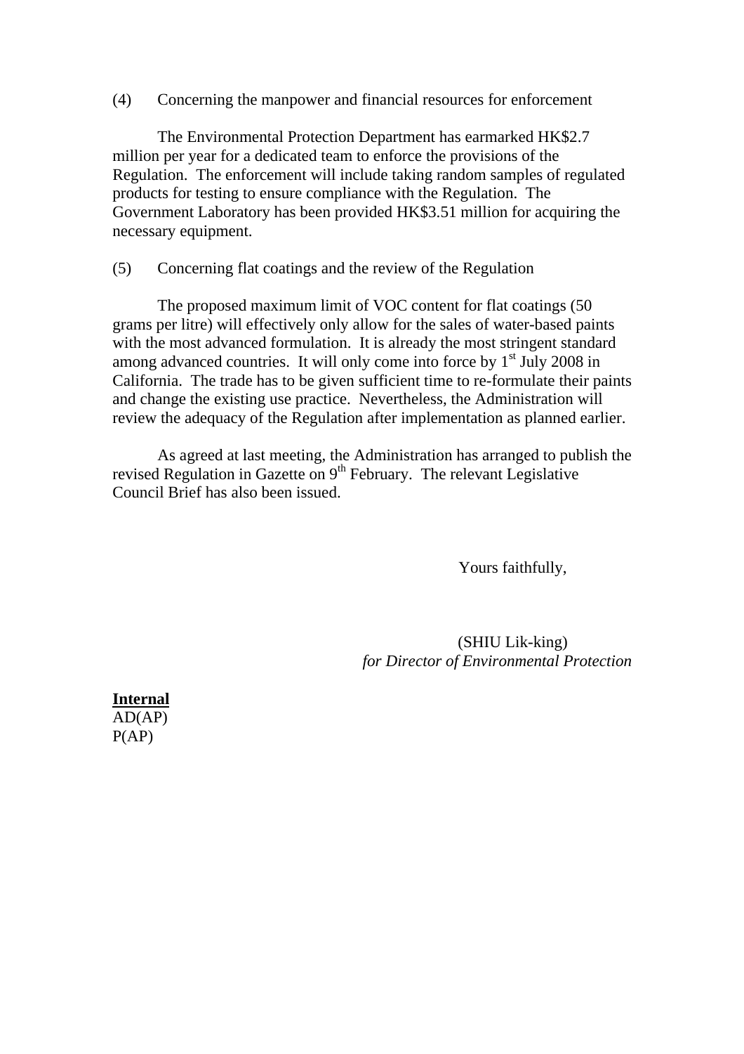(4) Concerning the manpower and financial resources for enforcement

The Environmental Protection Department has earmarked HK$2.7 million per year for a dedicated team to enforce the provisions of the Regulation. The enforcement will include taking random samples of regulated products for testing to ensure compliance with the Regulation. The Government Laboratory has been provided HK$3.51 million for acquiring the necessary equipment.

(5) Concerning flat coatings and the review of the Regulation

The proposed maximum limit of VOC content for flat coatings (50 grams per litre) will effectively only allow for the sales of water-based paints with the most advanced formulation. It is already the most stringent standard among advanced countries. It will only come into force by 1st July 2008 in California. The trade has to be given sufficient time to re-formulate their paints and change the existing use practice. Nevertheless, the Administration will review the adequacy of the Regulation after implementation as planned earlier.

As agreed at last meeting, the Administration has arranged to publish the revised Regulation in Gazette on 9th February. The relevant Legislative Council Brief has also been issued.

Yours faithfully,

(SHIU Lik-king)
*for Director of Environmental Protection*

**Internal**
AD(AP)
P(AP)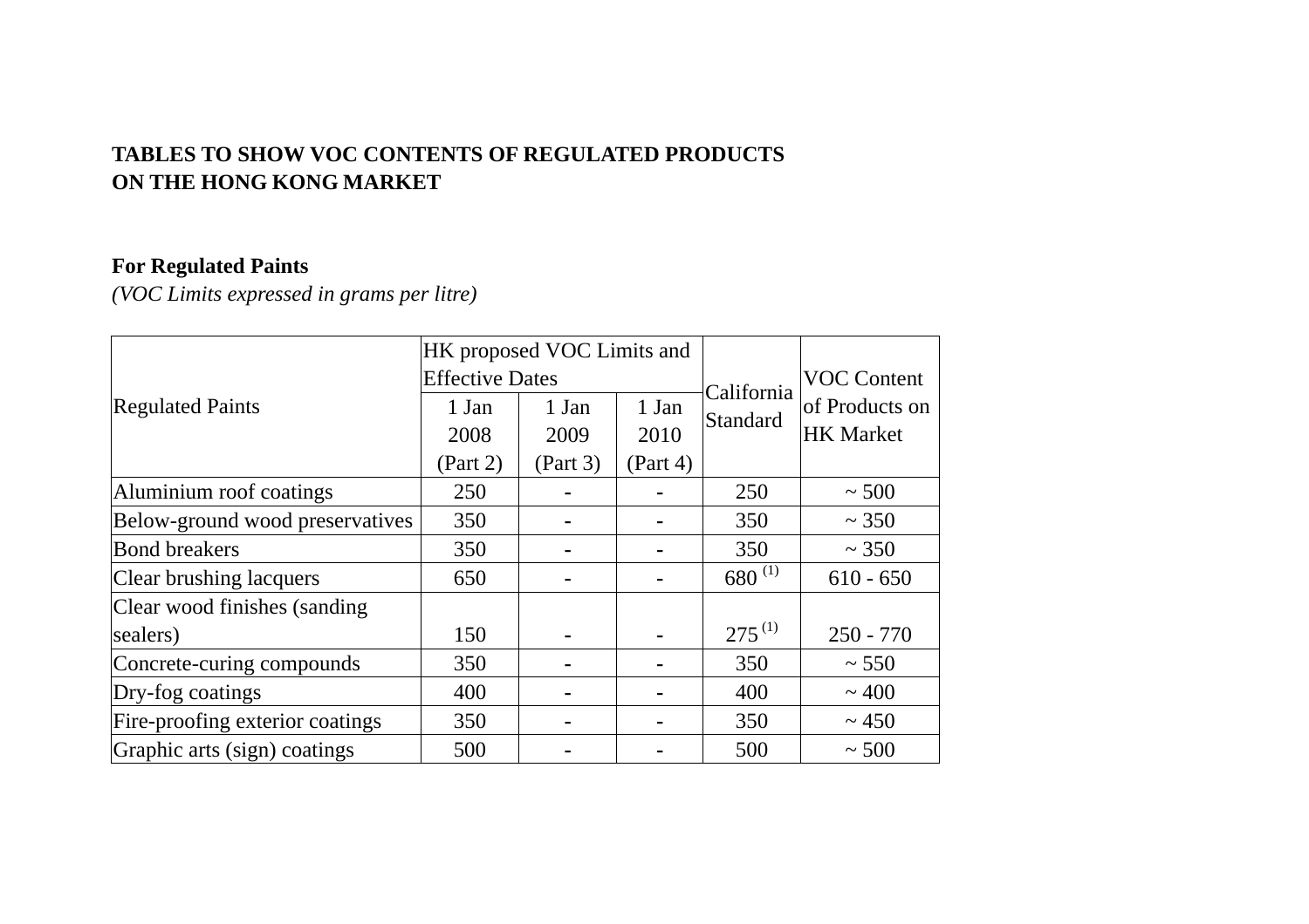**TABLES TO SHOW VOC CONTENTS OF REGULATED PRODUCTS ON THE HONG KONG MARKET**

**For Regulated Paints**

*(VOC Limits expressed in grams per litre)*

| Regulated Paints | HK proposed VOC Limits and Effective Dates | | | California Standard | VOC Content of Products on HK Market |
|---|---|---|---|---|---|
| | 1 Jan 2008 (Part 2) | 1 Jan 2009 (Part 3) | 1 Jan 2010 (Part 4) | | |
| Aluminium roof coatings | 250 | - | - | 250 | ~ 500 |
| Below-ground wood preservatives | 350 | - | - | 350 | ~ 350 |
| Bond breakers | 350 | - | - | 350 | ~ 350 |
| Clear brushing lacquers | 650 | - | - | 680 (1) | 610 - 650 |
| Clear wood finishes (sanding sealers) | 150 | - | - | 275 (1) | 250 - 770 |
| Concrete-curing compounds | 350 | - | - | 350 | ~ 550 |
| Dry-fog coatings | 400 | - | - | 400 | ~ 400 |
| Fire-proofing exterior coatings | 350 | - | - | 350 | ~ 450 |
| Graphic arts (sign) coatings | 500 | - | - | 500 | ~ 500 |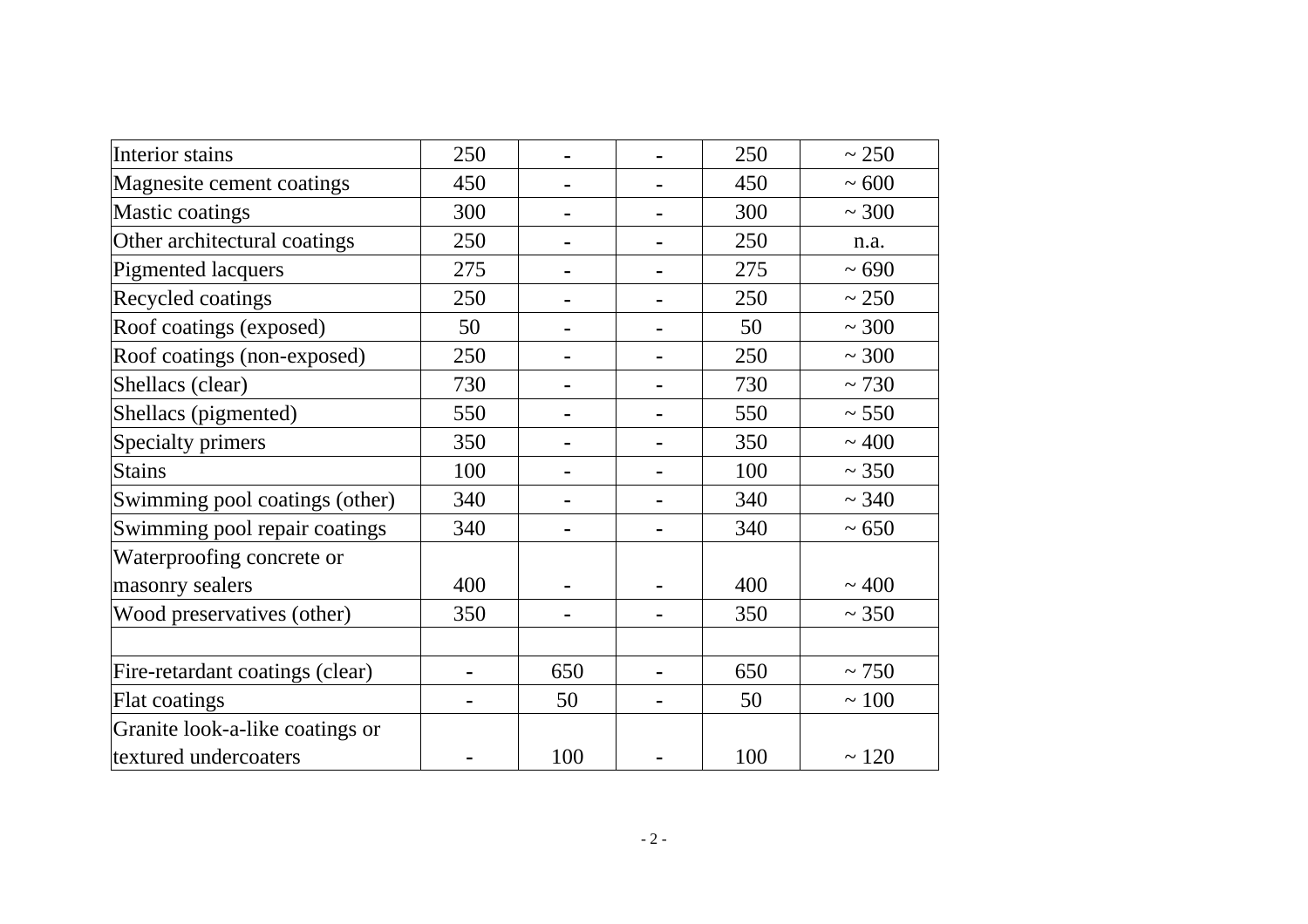| | | | | | |
|---|---|---|---|---|---|
| Interior stains | 250 | - | - | 250 | ~ 250 |
| Magnesite cement coatings | 450 | - | - | 450 | ~ 600 |
| Mastic coatings | 300 | - | - | 300 | ~ 300 |
| Other architectural coatings | 250 | - | - | 250 | n.a. |
| Pigmented lacquers | 275 | - | - | 275 | ~ 690 |
| Recycled coatings | 250 | - | - | 250 | ~ 250 |
| Roof coatings (exposed) | 50 | - | - | 50 | ~ 300 |
| Roof coatings (non-exposed) | 250 | - | - | 250 | ~ 300 |
| Shellacs (clear) | 730 | - | - | 730 | ~ 730 |
| Shellacs (pigmented) | 550 | - | - | 550 | ~ 550 |
| Specialty primers | 350 | - | - | 350 | ~ 400 |
| Stains | 100 | - | - | 100 | ~ 350 |
| Swimming pool coatings (other) | 340 | - | - | 340 | ~ 340 |
| Swimming pool repair coatings | 340 | - | - | 340 | ~ 650 |
| Waterproofing concrete or masonry sealers | 400 | - | - | 400 | ~ 400 |
| Wood preservatives (other) | 350 | - | - | 350 | ~ 350 |
| | | | | | |
| Fire-retardant coatings (clear) | - | 650 | - | 650 | ~ 750 |
| Flat coatings | - | 50 | - | 50 | ~ 100 |
| Granite look-a-like coatings or textured undercoaters | - | 100 | - | 100 | ~ 120 |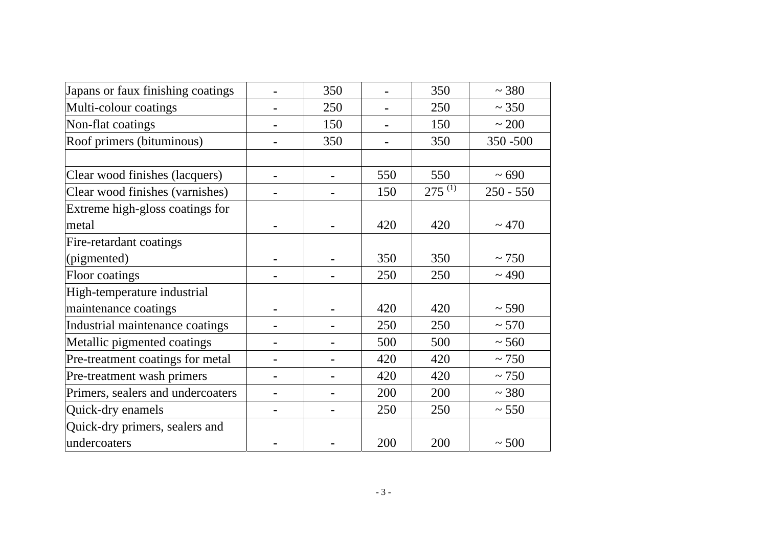| | | | | | |
|---|---|---|---|---|---|
| Japans or faux finishing coatings | - | 350 | - | 350 | ~ 380 |
| Multi-colour coatings | - | 250 | - | 250 | ~ 350 |
| Non-flat coatings | - | 150 | - | 150 | ~ 200 |
| Roof primers (bituminous) | - | 350 | - | 350 | 350 -500 |
| | | | | | |
| Clear wood finishes (lacquers) | - | - | 550 | 550 | ~ 690 |
| Clear wood finishes (varnishes) | - | - | 150 | 275 [(1)] | 250 - 550 |
| Extreme high-gloss coatings for metal | - | - | 420 | 420 | ~ 470 |
| Fire-retardant coatings (pigmented) | - | - | 350 | 350 | ~ 750 |
| Floor coatings | - | - | 250 | 250 | ~ 490 |
| High-temperature industrial maintenance coatings | - | - | 420 | 420 | ~ 590 |
| Industrial maintenance coatings | - | - | 250 | 250 | ~ 570 |
| Metallic pigmented coatings | - | - | 500 | 500 | ~ 560 |
| Pre-treatment coatings for metal | - | - | 420 | 420 | ~ 750 |
| Pre-treatment wash primers | - | - | 420 | 420 | ~ 750 |
| Primers, sealers and undercoaters | - | - | 200 | 200 | ~ 380 |
| Quick-dry enamels | - | - | 250 | 250 | ~ 550 |
| Quick-dry primers, sealers and undercoaters | - | - | 200 | 200 | ~ 500 |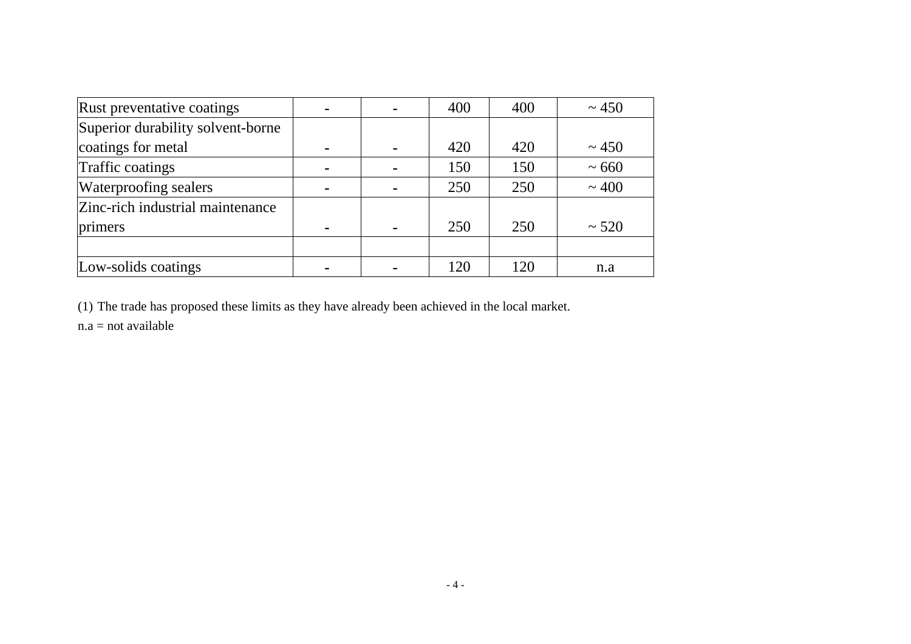| | | | | | |
|---|---|---|---|---|---|
| Rust preventative coatings | - | - | 400 | 400 | ~ 450 |
| Superior durability solvent-borne coatings for metal | - | - | 420 | 420 | ~ 450 |
| Traffic coatings | - | - | 150 | 150 | ~ 660 |
| Waterproofing sealers | - | - | 250 | 250 | ~ 400 |
| Zinc-rich industrial maintenance primers | - | - | 250 | 250 | ~ 520 |
| | | | | | |
| Low-solids coatings | - | - | 120 | 120 | n.a |

(1) The trade has proposed these limits as they have already been achieved in the local market.

n.a = not available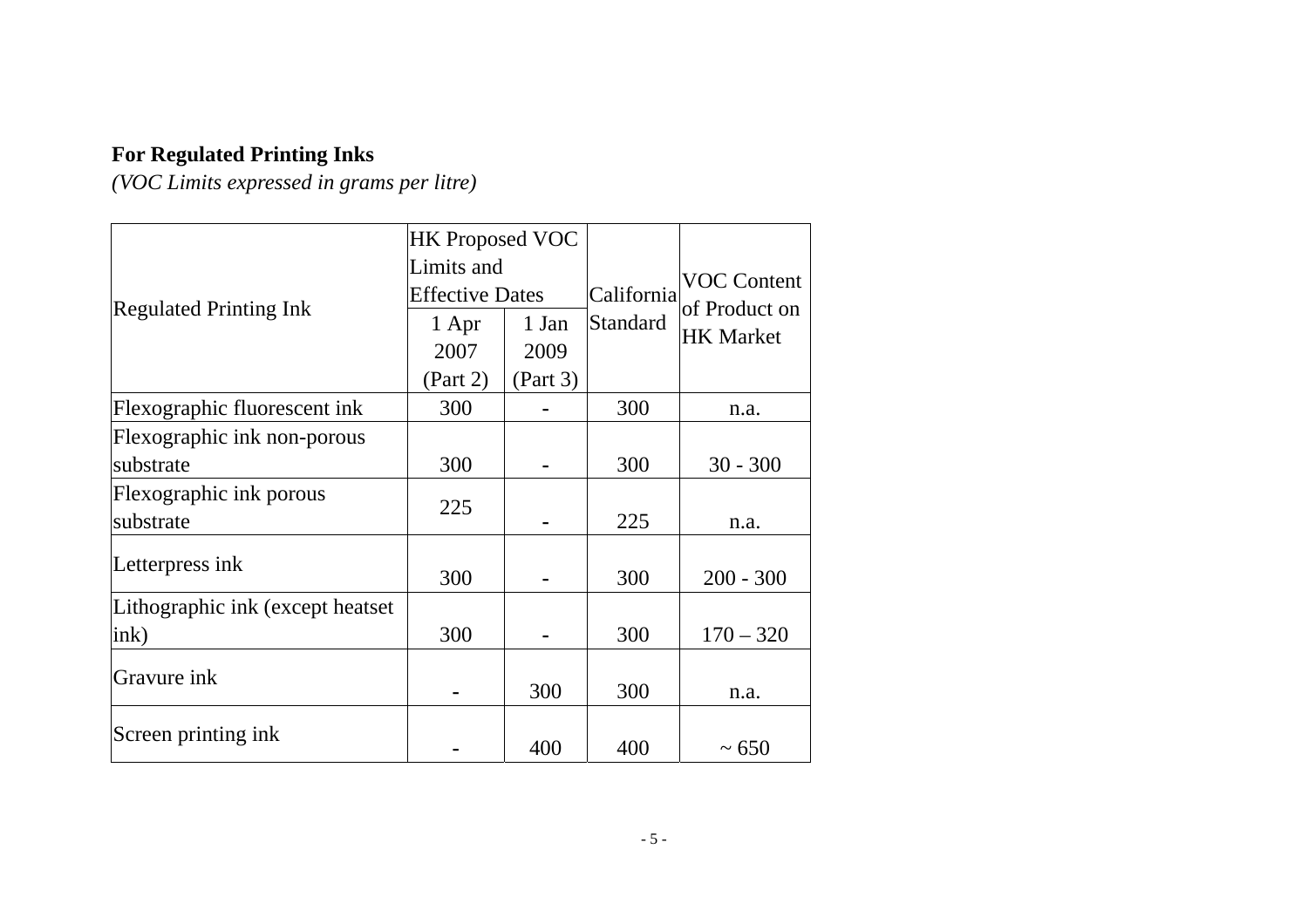**For Regulated Printing Inks**
*(VOC Limits expressed in grams per litre)*

| Regulated Printing Ink | HK Proposed VOC Limits and Effective Dates | | California Standard | VOC Content of Product on HK Market |
|---|---|---|---|---|
| | 1 Apr 2007 (Part 2) | 1 Jan 2009 (Part 3) | | |
| Flexographic fluorescent ink | 300 | - | 300 | n.a. |
| Flexographic ink non-porous substrate | 300 | - | 300 | 30 - 300 |
| Flexographic ink porous substrate | 225 | - | 225 | n.a. |
| Letterpress ink | 300 | - | 300 | 200 - 300 |
| Lithographic ink (except heatset ink) | 300 | - | 300 | 170 – 320 |
| Gravure ink | - | 300 | 300 | n.a. |
| Screen printing ink | - | 400 | 400 | ~ 650 |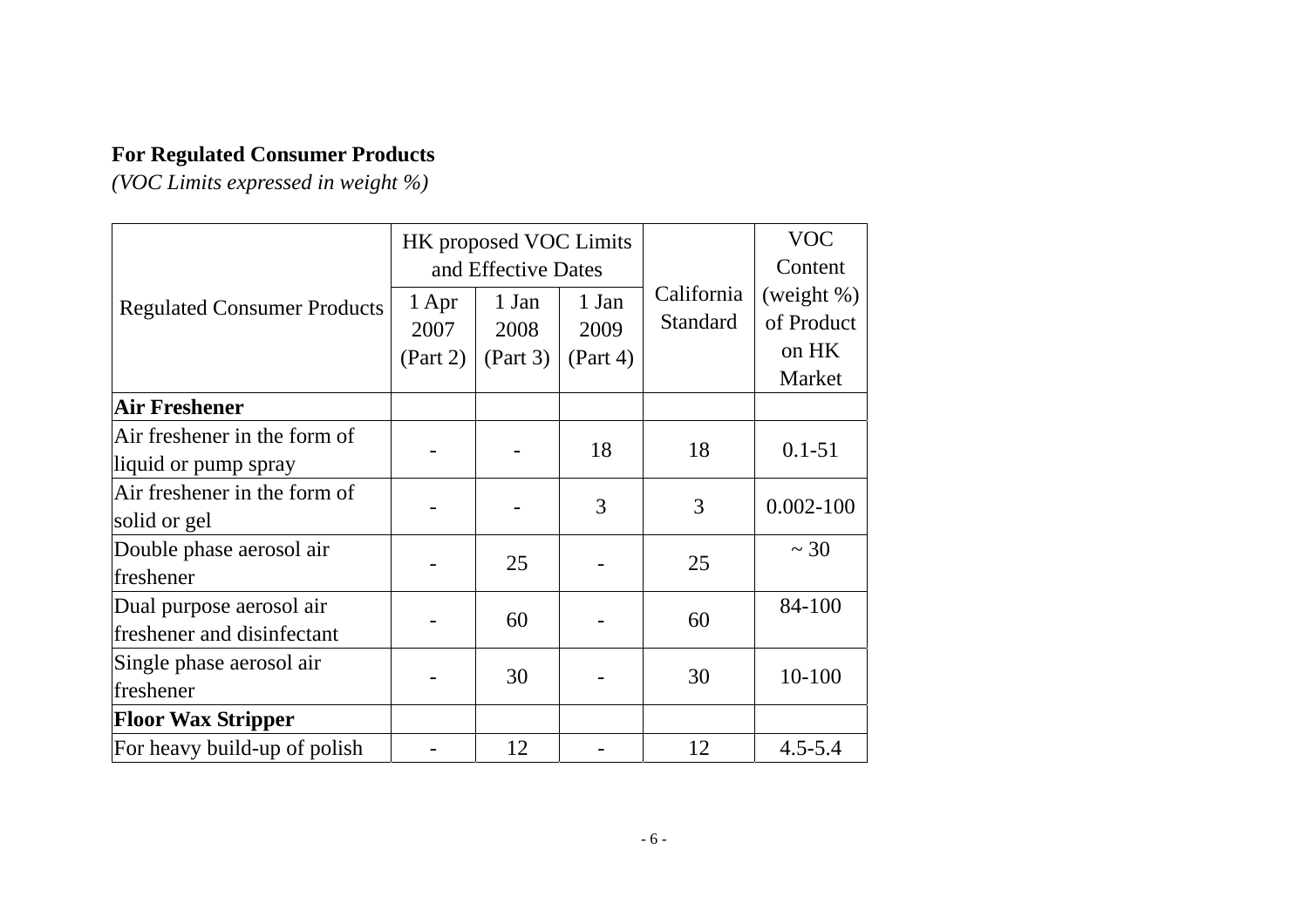**For Regulated Consumer Products**

*(VOC Limits expressed in weight %)*

| Regulated Consumer Products | HK proposed VOC Limits and Effective Dates | | | California Standard | VOC Content (weight %) of Product on HK Market |
|---|---|---|---|---|---|
| | 1 Apr 2007 (Part 2) | 1 Jan 2008 (Part 3) | 1 Jan 2009 (Part 4) | | |
| **Air Freshener** | | | | | |
| Air freshener in the form of liquid or pump spray | - | - | 18 | 18 | 0.1-51 |
| Air freshener in the form of solid or gel | - | - | 3 | 3 | 0.002-100 |
| Double phase aerosol air freshener | - | 25 | - | 25 | ~ 30 |
| Dual purpose aerosol air freshener and disinfectant | - | 60 | - | 60 | 84-100 |
| Single phase aerosol air freshener | - | 30 | - | 30 | 10-100 |
| **Floor Wax Stripper** | | | | | |
| For heavy build-up of polish | - | 12 | - | 12 | 4.5-5.4 |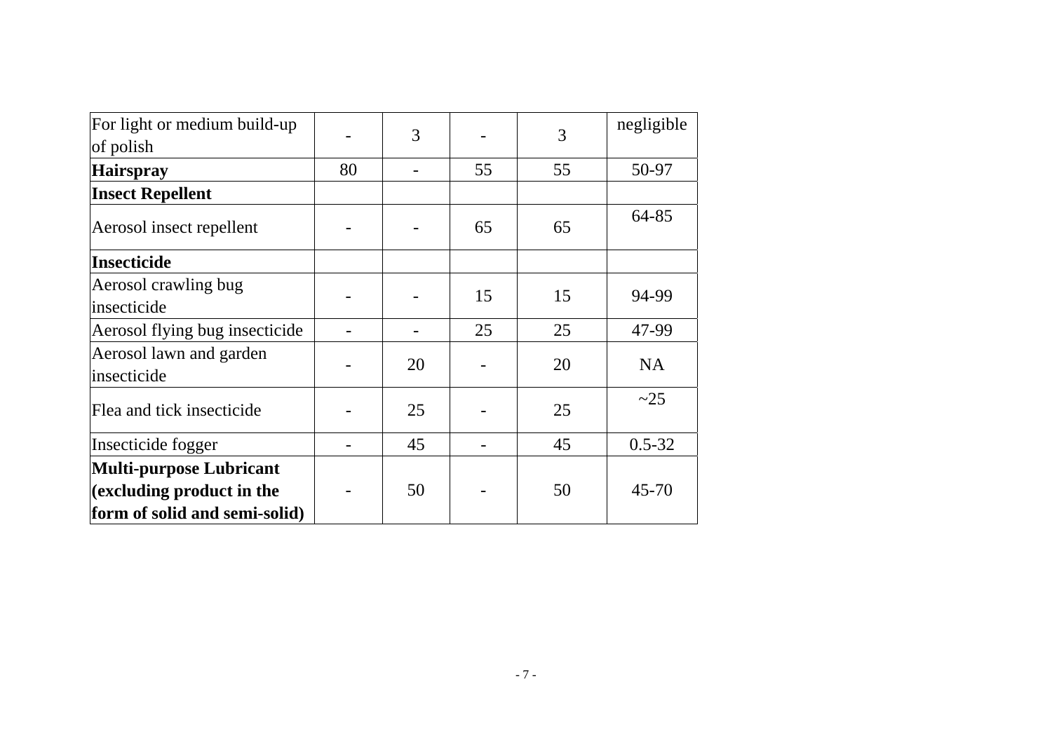| | | | | | |
|---|---|---|---|---|---|
| For light or medium build-up of polish | - | 3 | - | 3 | negligible |
| **Hairspray** | 80 | - | 55 | 55 | 50-97 |
| **Insect Repellent** | | | | | |
| Aerosol insect repellent | - | - | 65 | 65 | 64-85 |
| **Insecticide** | | | | | |
| Aerosol crawling bug insecticide | - | - | 15 | 15 | 94-99 |
| Aerosol flying bug insecticide | - | - | 25 | 25 | 47-99 |
| Aerosol lawn and garden insecticide | - | 20 | - | 20 | NA |
| Flea and tick insecticide | - | 25 | - | 25 | ~25 |
| Insecticide fogger | - | 45 | - | 45 | 0.5-32 |
| **Multi-purpose Lubricant (excluding product in the form of solid and semi-solid)** | - | 50 | - | 50 | 45-70 |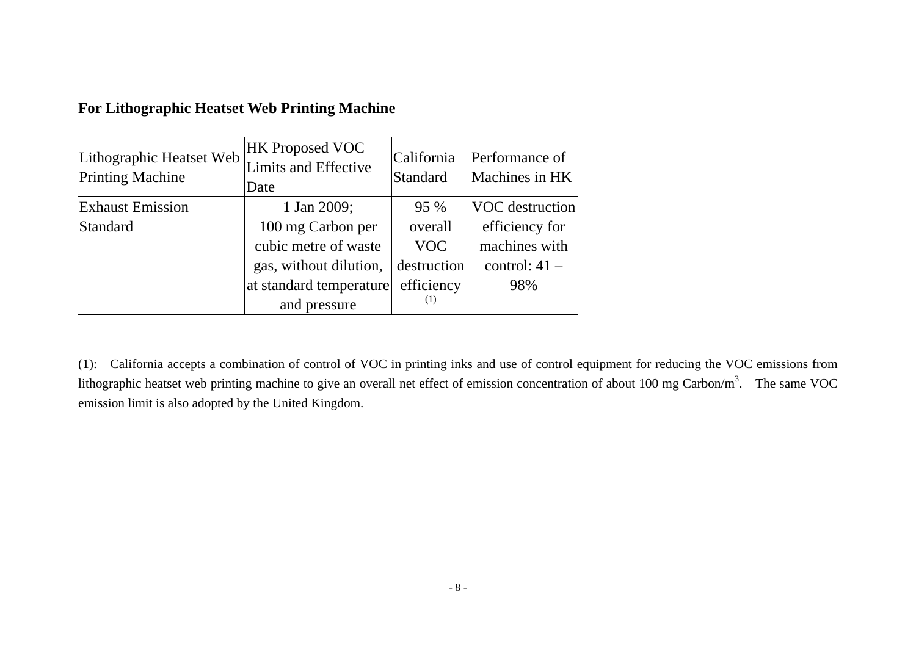## For Lithographic Heatset Web Printing Machine

| Lithographic Heatset Web Printing Machine | HK Proposed VOC Limits and Effective Date | California Standard | Performance of Machines in HK |
| --- | --- | --- | --- |
| Exhaust Emission Standard | 1 Jan 2009; 100 mg Carbon per cubic metre of waste gas, without dilution, at standard temperature and pressure | 95 % overall VOC destruction efficiency (1) | VOC destruction efficiency for machines with control: 41 – 98% |

(1): California accepts a combination of control of VOC in printing inks and use of control equipment for reducing the VOC emissions from lithographic heatset web printing machine to give an overall net effect of emission concentration of about 100 mg Carbon/$m^3$. The same VOC emission limit is also adopted by the United Kingdom.